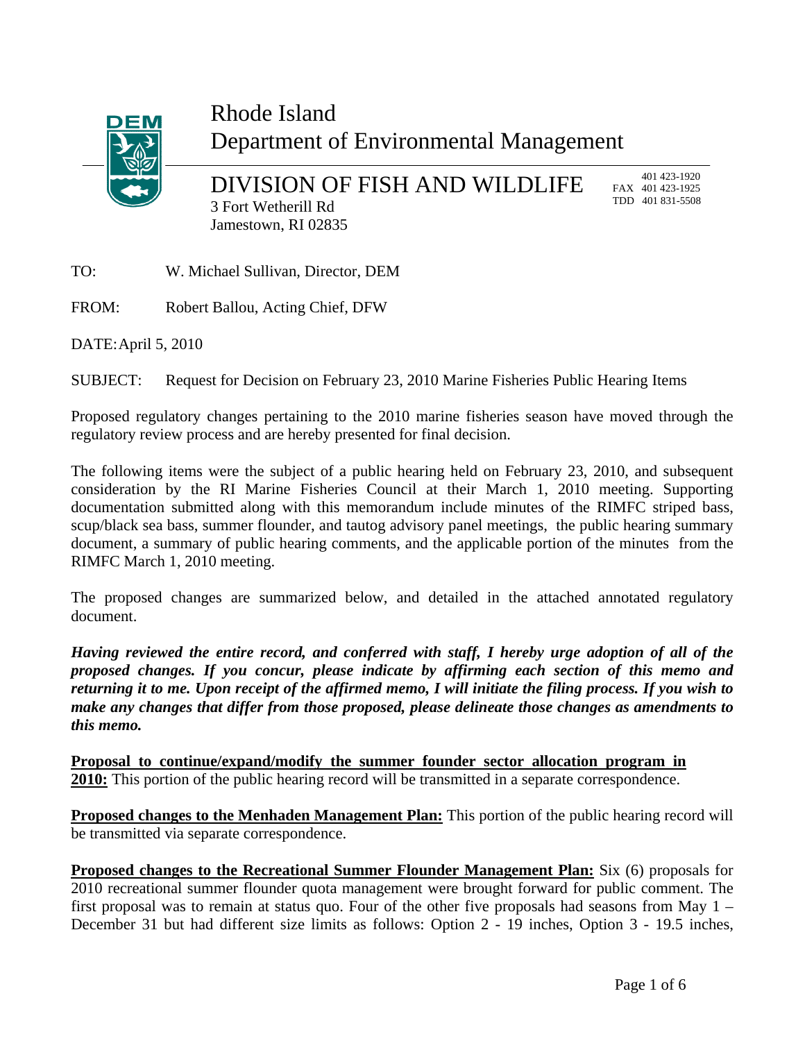# Rhode Island Department of Environmental Management

## DIVISION OF FISH AND WILDLIFE

3 Fort Wetherill Rd
Jamestown, RI 02835

401 423-1920
FAX 401 423-1925
TDD 401 831-5508

TO: W. Michael Sullivan, Director, DEM

FROM: Robert Ballou, Acting Chief, DFW

DATE: April 5, 2010

SUBJECT: Request for Decision on February 23, 2010 Marine Fisheries Public Hearing Items

Proposed regulatory changes pertaining to the 2010 marine fisheries season have moved through the regulatory review process and are hereby presented for final decision.

The following items were the subject of a public hearing held on February 23, 2010, and subsequent consideration by the RI Marine Fisheries Council at their March 1, 2010 meeting. Supporting documentation submitted along with this memorandum include minutes of the RIMFC striped bass, scup/black sea bass, summer flounder, and tautog advisory panel meetings, the public hearing summary document, a summary of public hearing comments, and the applicable portion of the minutes from the RIMFC March 1, 2010 meeting.

The proposed changes are summarized below, and detailed in the attached annotated regulatory document.

***Having reviewed the entire record, and conferred with staff, I hereby urge adoption of all of the proposed changes. If you concur, please indicate by affirming each section of this memo and returning it to me. Upon receipt of the affirmed memo, I will initiate the filing process. If you wish to make any changes that differ from those proposed, please delineate those changes as amendments to this memo.***

**Proposal to continue/expand/modify the summer founder sector allocation program in 2010:** This portion of the public hearing record will be transmitted in a separate correspondence.

**Proposed changes to the Menhaden Management Plan:** This portion of the public hearing record will be transmitted via separate correspondence.

**Proposed changes to the Recreational Summer Flounder Management Plan:** Six (6) proposals for 2010 recreational summer flounder quota management were brought forward for public comment. The first proposal was to remain at status quo. Four of the other five proposals had seasons from May 1 – December 31 but had different size limits as follows: Option 2 - 19 inches, Option 3 - 19.5 inches,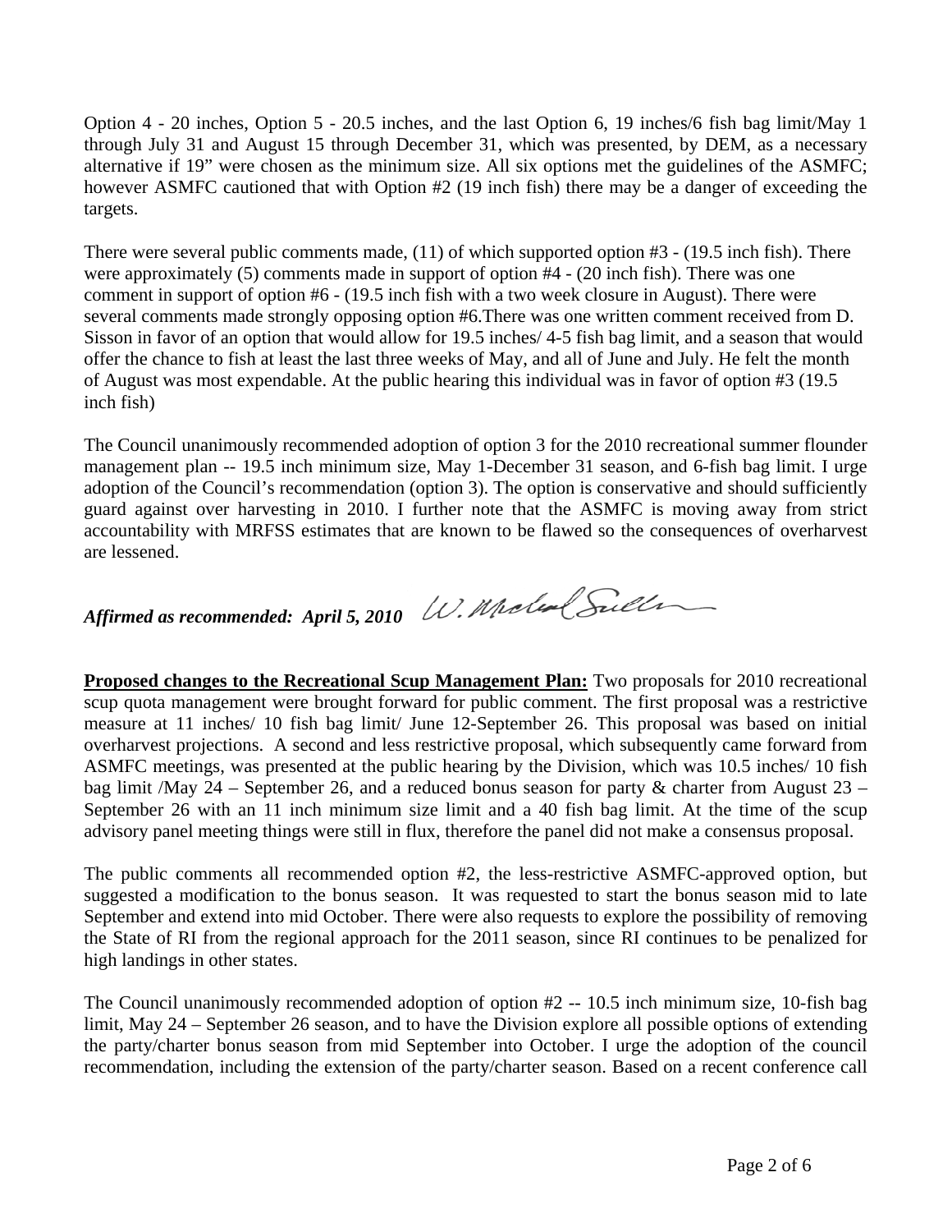Option 4 - 20 inches, Option 5 - 20.5 inches, and the last Option 6, 19 inches/6 fish bag limit/May 1 through July 31 and August 15 through December 31, which was presented, by DEM, as a necessary alternative if 19" were chosen as the minimum size. All six options met the guidelines of the ASMFC; however ASMFC cautioned that with Option #2 (19 inch fish) there may be a danger of exceeding the targets.

There were several public comments made, (11) of which supported option #3 - (19.5 inch fish). There were approximately (5) comments made in support of option #4 - (20 inch fish). There was one comment in support of option #6 - (19.5 inch fish with a two week closure in August). There were several comments made strongly opposing option #6.There was one written comment received from D. Sisson in favor of an option that would allow for 19.5 inches/ 4-5 fish bag limit, and a season that would offer the chance to fish at least the last three weeks of May, and all of June and July. He felt the month of August was most expendable. At the public hearing this individual was in favor of option #3 (19.5 inch fish)

The Council unanimously recommended adoption of option 3 for the 2010 recreational summer flounder management plan -- 19.5 inch minimum size, May 1-December 31 season, and 6-fish bag limit. I urge adoption of the Council's recommendation (option 3). The option is conservative and should sufficiently guard against over harvesting in 2010. I further note that the ASMFC is moving away from strict accountability with MRFSS estimates that are known to be flawed so the consequences of overharvest are lessened.

***Affirmed as recommended: April 5, 2010*** W. Michael Sullivan

**Proposed changes to the Recreational Scup Management Plan:** Two proposals for 2010 recreational scup quota management were brought forward for public comment. The first proposal was a restrictive measure at 11 inches/ 10 fish bag limit/ June 12-September 26. This proposal was based on initial overharvest projections. A second and less restrictive proposal, which subsequently came forward from ASMFC meetings, was presented at the public hearing by the Division, which was 10.5 inches/ 10 fish bag limit /May 24 – September 26, and a reduced bonus season for party & charter from August 23 – September 26 with an 11 inch minimum size limit and a 40 fish bag limit. At the time of the scup advisory panel meeting things were still in flux, therefore the panel did not make a consensus proposal.

The public comments all recommended option #2, the less-restrictive ASMFC-approved option, but suggested a modification to the bonus season. It was requested to start the bonus season mid to late September and extend into mid October. There were also requests to explore the possibility of removing the State of RI from the regional approach for the 2011 season, since RI continues to be penalized for high landings in other states.

The Council unanimously recommended adoption of option #2 -- 10.5 inch minimum size, 10-fish bag limit, May 24 – September 26 season, and to have the Division explore all possible options of extending the party/charter bonus season from mid September into October. I urge the adoption of the council recommendation, including the extension of the party/charter season. Based on a recent conference call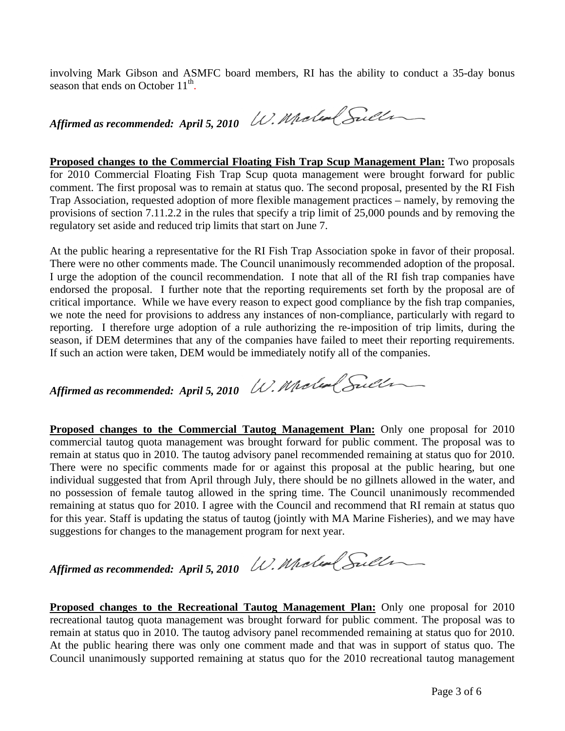involving Mark Gibson and ASMFC board members, RI has the ability to conduct a 35-day bonus season that ends on October 11th.

***Affirmed as recommended: April 5, 2010*** W. Michael Sullivan

**Proposed changes to the Commercial Floating Fish Trap Scup Management Plan:** Two proposals for 2010 Commercial Floating Fish Trap Scup quota management were brought forward for public comment. The first proposal was to remain at status quo. The second proposal, presented by the RI Fish Trap Association, requested adoption of more flexible management practices – namely, by removing the provisions of section 7.11.2.2 in the rules that specify a trip limit of 25,000 pounds and by removing the regulatory set aside and reduced trip limits that start on June 7.

At the public hearing a representative for the RI Fish Trap Association spoke in favor of their proposal. There were no other comments made. The Council unanimously recommended adoption of the proposal. I urge the adoption of the council recommendation. I note that all of the RI fish trap companies have endorsed the proposal. I further note that the reporting requirements set forth by the proposal are of critical importance. While we have every reason to expect good compliance by the fish trap companies, we note the need for provisions to address any instances of non-compliance, particularly with regard to reporting. I therefore urge adoption of a rule authorizing the re-imposition of trip limits, during the season, if DEM determines that any of the companies have failed to meet their reporting requirements. If such an action were taken, DEM would be immediately notify all of the companies.

***Affirmed as recommended: April 5, 2010*** W. Michael Sullivan

**Proposed changes to the Commercial Tautog Management Plan:** Only one proposal for 2010 commercial tautog quota management was brought forward for public comment. The proposal was to remain at status quo in 2010. The tautog advisory panel recommended remaining at status quo for 2010. There were no specific comments made for or against this proposal at the public hearing, but one individual suggested that from April through July, there should be no gillnets allowed in the water, and no possession of female tautog allowed in the spring time. The Council unanimously recommended remaining at status quo for 2010. I agree with the Council and recommend that RI remain at status quo for this year. Staff is updating the status of tautog (jointly with MA Marine Fisheries), and we may have suggestions for changes to the management program for next year.

***Affirmed as recommended: April 5, 2010*** W. Michael Sullivan

**Proposed changes to the Recreational Tautog Management Plan:** Only one proposal for 2010 recreational tautog quota management was brought forward for public comment. The proposal was to remain at status quo in 2010. The tautog advisory panel recommended remaining at status quo for 2010. At the public hearing there was only one comment made and that was in support of status quo. The Council unanimously supported remaining at status quo for the 2010 recreational tautog management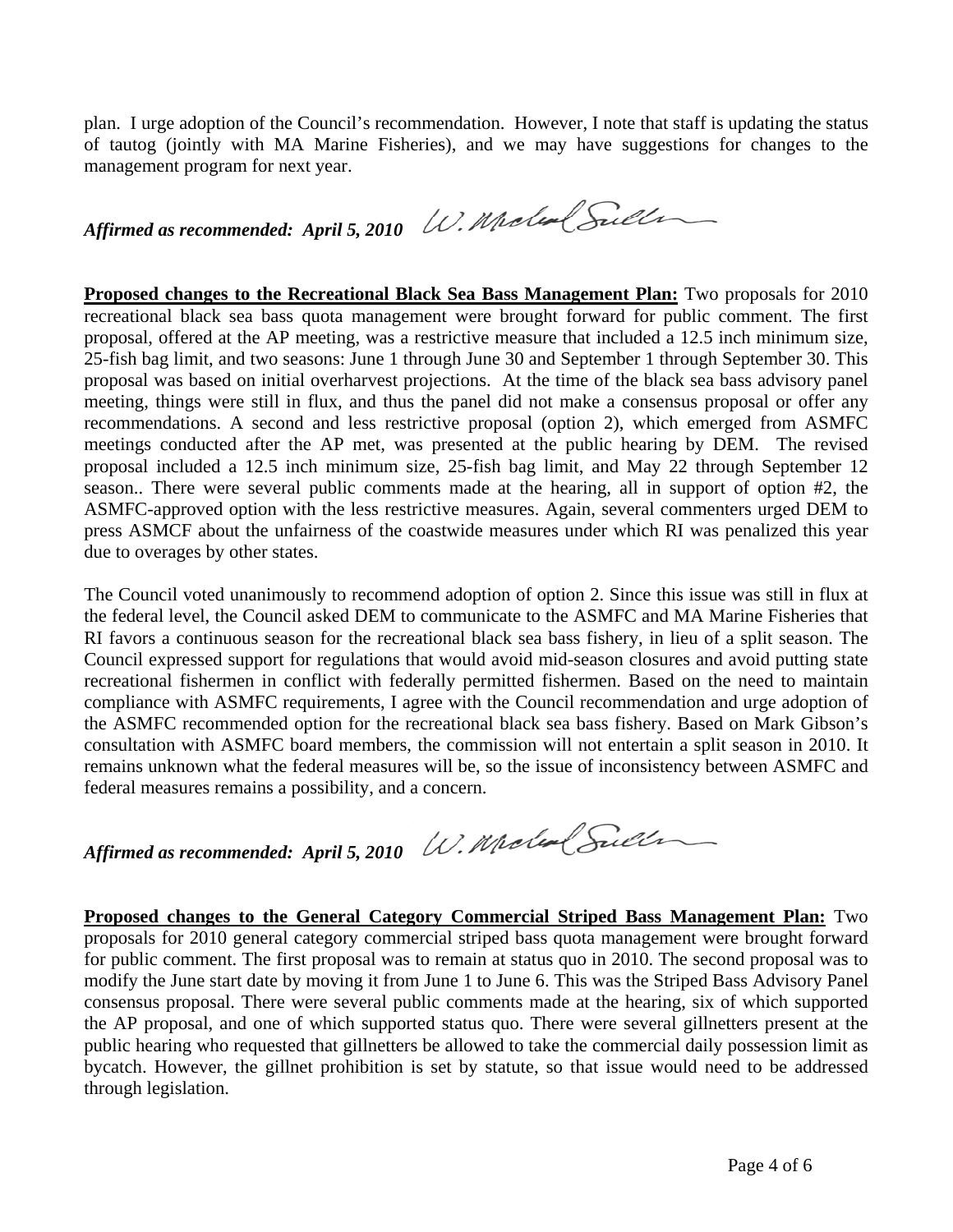plan. I urge adoption of the Council's recommendation. However, I note that staff is updating the status of tautog (jointly with MA Marine Fisheries), and we may have suggestions for changes to the management program for next year.

***Affirmed as recommended: April 5, 2010***

**Proposed changes to the Recreational Black Sea Bass Management Plan:** Two proposals for 2010 recreational black sea bass quota management were brought forward for public comment. The first proposal, offered at the AP meeting, was a restrictive measure that included a 12.5 inch minimum size, 25-fish bag limit, and two seasons: June 1 through June 30 and September 1 through September 30. This proposal was based on initial overharvest projections. At the time of the black sea bass advisory panel meeting, things were still in flux, and thus the panel did not make a consensus proposal or offer any recommendations. A second and less restrictive proposal (option 2), which emerged from ASMFC meetings conducted after the AP met, was presented at the public hearing by DEM. The revised proposal included a 12.5 inch minimum size, 25-fish bag limit, and May 22 through September 12 season.. There were several public comments made at the hearing, all in support of option #2, the ASMFC-approved option with the less restrictive measures. Again, several commenters urged DEM to press ASMCF about the unfairness of the coastwide measures under which RI was penalized this year due to overages by other states.

The Council voted unanimously to recommend adoption of option 2. Since this issue was still in flux at the federal level, the Council asked DEM to communicate to the ASMFC and MA Marine Fisheries that RI favors a continuous season for the recreational black sea bass fishery, in lieu of a split season. The Council expressed support for regulations that would avoid mid-season closures and avoid putting state recreational fishermen in conflict with federally permitted fishermen. Based on the need to maintain compliance with ASMFC requirements, I agree with the Council recommendation and urge adoption of the ASMFC recommended option for the recreational black sea bass fishery. Based on Mark Gibson's consultation with ASMFC board members, the commission will not entertain a split season in 2010. It remains unknown what the federal measures will be, so the issue of inconsistency between ASMFC and federal measures remains a possibility, and a concern.

***Affirmed as recommended: April 5, 2010***

**Proposed changes to the General Category Commercial Striped Bass Management Plan:** Two proposals for 2010 general category commercial striped bass quota management were brought forward for public comment. The first proposal was to remain at status quo in 2010. The second proposal was to modify the June start date by moving it from June 1 to June 6. This was the Striped Bass Advisory Panel consensus proposal. There were several public comments made at the hearing, six of which supported the AP proposal, and one of which supported status quo. There were several gillnetters present at the public hearing who requested that gillnetters be allowed to take the commercial daily possession limit as bycatch. However, the gillnet prohibition is set by statute, so that issue would need to be addressed through legislation.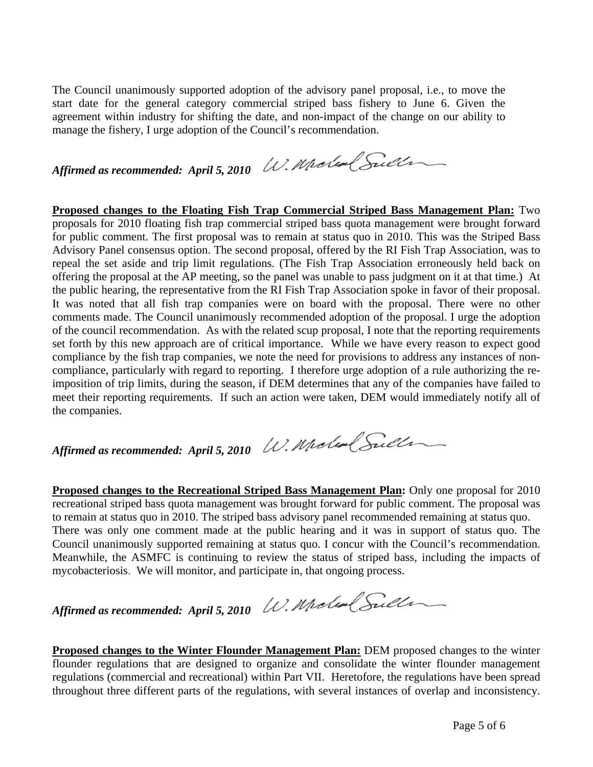The Council unanimously supported adoption of the advisory panel proposal, i.e., to move the start date for the general category commercial striped bass fishery to June 6. Given the agreement within industry for shifting the date, and non-impact of the change on our ability to manage the fishery, I urge adoption of the Council's recommendation.

***Affirmed as recommended: April 5, 2010***

**Proposed changes to the Floating Fish Trap Commercial Striped Bass Management Plan:** Two proposals for 2010 floating fish trap commercial striped bass quota management were brought forward for public comment. The first proposal was to remain at status quo in 2010. This was the Striped Bass Advisory Panel consensus option. The second proposal, offered by the RI Fish Trap Association, was to repeal the set aside and trip limit regulations. (The Fish Trap Association erroneously held back on offering the proposal at the AP meeting, so the panel was unable to pass judgment on it at that time.) At the public hearing, the representative from the RI Fish Trap Association spoke in favor of their proposal. It was noted that all fish trap companies were on board with the proposal. There were no other comments made. The Council unanimously recommended adoption of the proposal. I urge the adoption of the council recommendation. As with the related scup proposal, I note that the reporting requirements set forth by this new approach are of critical importance. While we have every reason to expect good compliance by the fish trap companies, we note the need for provisions to address any instances of non-compliance, particularly with regard to reporting. I therefore urge adoption of a rule authorizing the re-imposition of trip limits, during the season, if DEM determines that any of the companies have failed to meet their reporting requirements. If such an action were taken, DEM would immediately notify all of the companies.

***Affirmed as recommended: April 5, 2010***

**Proposed changes to the Recreational Striped Bass Management Plan:** Only one proposal for 2010 recreational striped bass quota management was brought forward for public comment. The proposal was to remain at status quo in 2010. The striped bass advisory panel recommended remaining at status quo. There was only one comment made at the public hearing and it was in support of status quo. The Council unanimously supported remaining at status quo. I concur with the Council's recommendation. Meanwhile, the ASMFC is continuing to review the status of striped bass, including the impacts of mycobacteriosis. We will monitor, and participate in, that ongoing process.

***Affirmed as recommended: April 5, 2010***

**Proposed changes to the Winter Flounder Management Plan:** DEM proposed changes to the winter flounder regulations that are designed to organize and consolidate the winter flounder management regulations (commercial and recreational) within Part VII. Heretofore, the regulations have been spread throughout three different parts of the regulations, with several instances of overlap and inconsistency.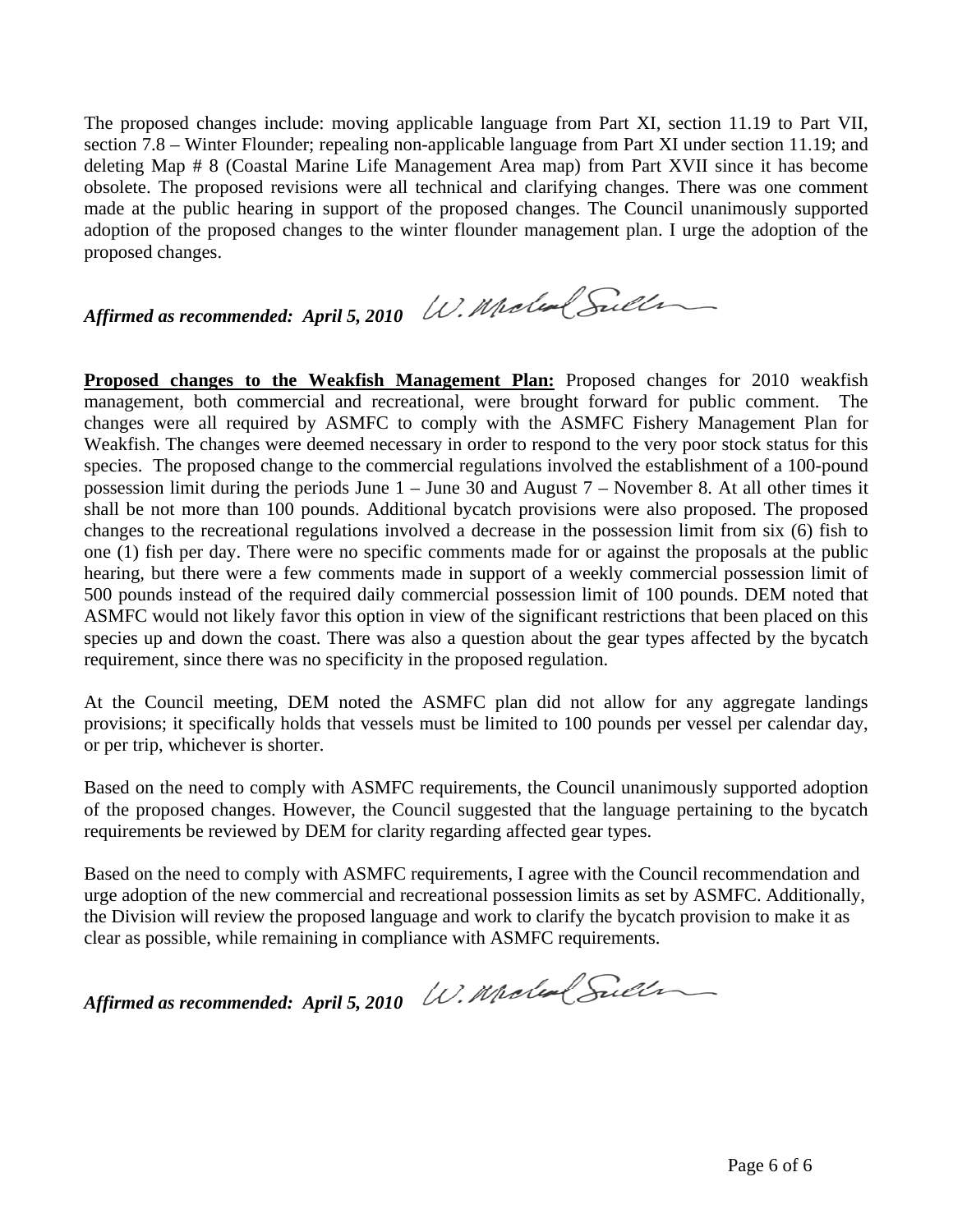The proposed changes include: moving applicable language from Part XI, section 11.19 to Part VII, section 7.8 – Winter Flounder; repealing non-applicable language from Part XI under section 11.19; and deleting Map # 8 (Coastal Marine Life Management Area map) from Part XVII since it has become obsolete. The proposed revisions were all technical and clarifying changes. There was one comment made at the public hearing in support of the proposed changes. The Council unanimously supported adoption of the proposed changes to the winter flounder management plan. I urge the adoption of the proposed changes.

***Affirmed as recommended: April 5, 2010***

**Proposed changes to the Weakfish Management Plan:** Proposed changes for 2010 weakfish management, both commercial and recreational, were brought forward for public comment. The changes were all required by ASMFC to comply with the ASMFC Fishery Management Plan for Weakfish. The changes were deemed necessary in order to respond to the very poor stock status for this species. The proposed change to the commercial regulations involved the establishment of a 100-pound possession limit during the periods June 1 – June 30 and August 7 – November 8. At all other times it shall be not more than 100 pounds. Additional bycatch provisions were also proposed. The proposed changes to the recreational regulations involved a decrease in the possession limit from six (6) fish to one (1) fish per day. There were no specific comments made for or against the proposals at the public hearing, but there were a few comments made in support of a weekly commercial possession limit of 500 pounds instead of the required daily commercial possession limit of 100 pounds. DEM noted that ASMFC would not likely favor this option in view of the significant restrictions that been placed on this species up and down the coast. There was also a question about the gear types affected by the bycatch requirement, since there was no specificity in the proposed regulation.

At the Council meeting, DEM noted the ASMFC plan did not allow for any aggregate landings provisions; it specifically holds that vessels must be limited to 100 pounds per vessel per calendar day, or per trip, whichever is shorter.

Based on the need to comply with ASMFC requirements, the Council unanimously supported adoption of the proposed changes. However, the Council suggested that the language pertaining to the bycatch requirements be reviewed by DEM for clarity regarding affected gear types.

Based on the need to comply with ASMFC requirements, I agree with the Council recommendation and urge adoption of the new commercial and recreational possession limits as set by ASMFC. Additionally, the Division will review the proposed language and work to clarify the bycatch provision to make it as clear as possible, while remaining in compliance with ASMFC requirements.

***Affirmed as recommended: April 5, 2010***